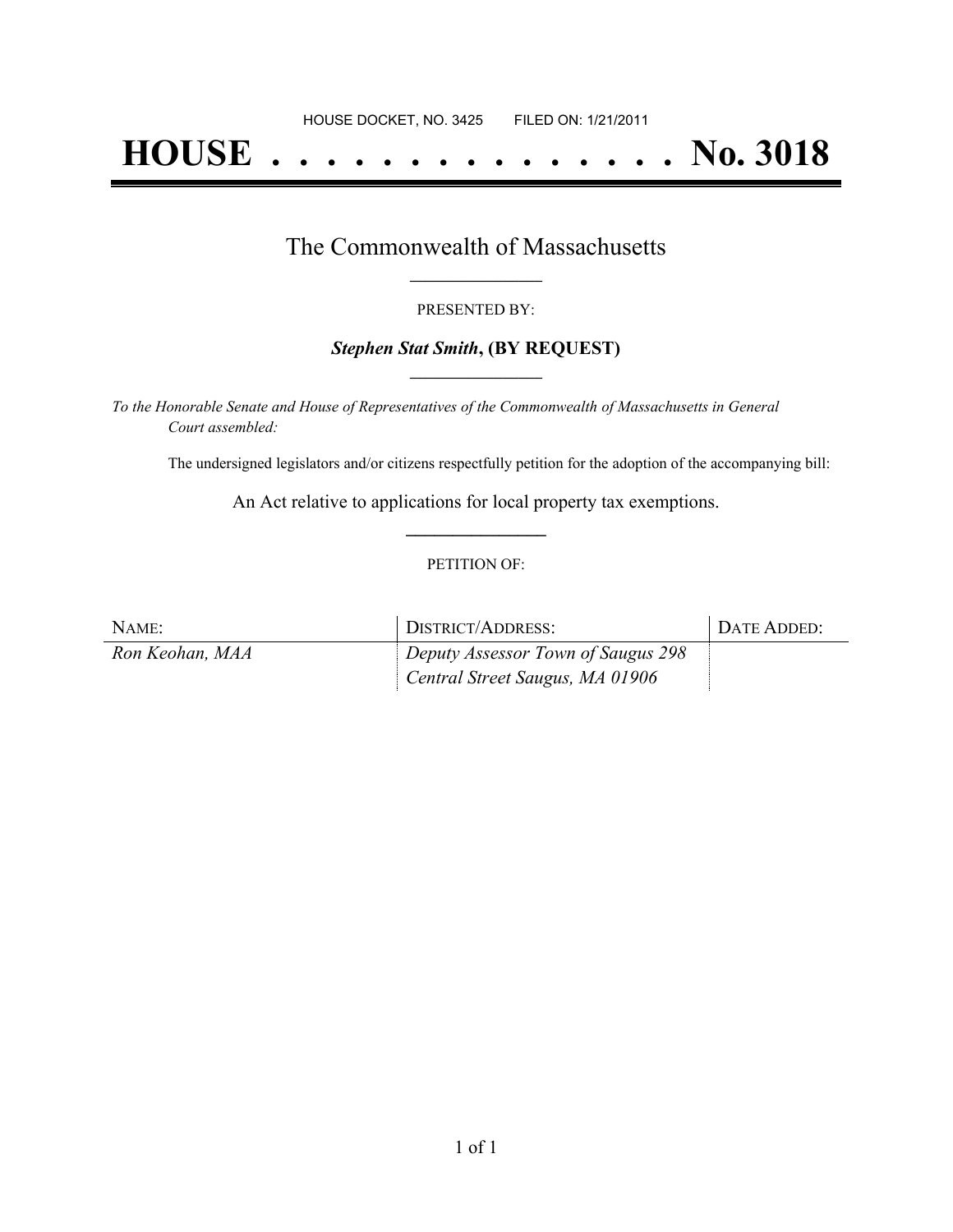HOUSE DOCKET, NO. 3425        FILED ON: 1/21/2011

# HOUSE . . . . . . . . . . . . . . . No. 3018

## The Commonwealth of Massachusetts

PRESENTED BY:

***Stephen Stat Smith*, (BY REQUEST)**

*To the Honorable Senate and House of Representatives of the Commonwealth of Massachusetts in General Court assembled:*

The undersigned legislators and/or citizens respectfully petition for the adoption of the accompanying bill:

An Act relative to applications for local property tax exemptions.

PETITION OF:

| NAME: | DISTRICT/ADDRESS: | DATE ADDED: |
|---|---|---|
| *Ron Keohan, MAA* | *Deputy Assessor Town of Saugus 298 Central Street Saugus, MA 01906* | |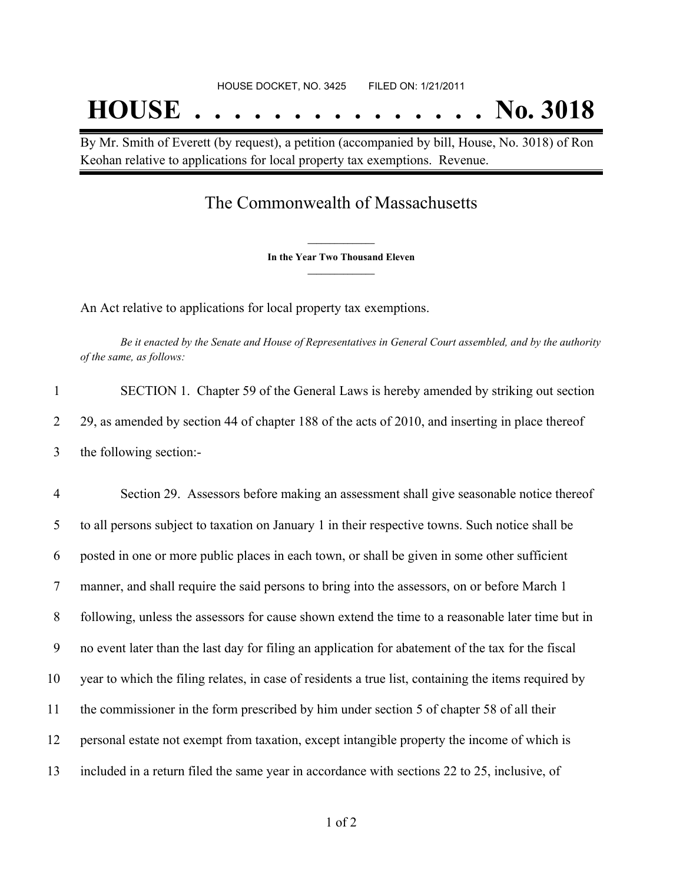HOUSE DOCKET, NO. 3425 FILED ON: 1/21/2011

# HOUSE . . . . . . . . . . . . . . . No. 3018

By Mr. Smith of Everett (by request), a petition (accompanied by bill, House, No. 3018) of Ron Keohan relative to applications for local property tax exemptions. Revenue.

## The Commonwealth of Massachusetts

**In the Year Two Thousand Eleven**

An Act relative to applications for local property tax exemptions.

*Be it enacted by the Senate and House of Representatives in General Court assembled, and by the authority of the same, as follows:*

1 SECTION 1. Chapter 59 of the General Laws is hereby amended by striking out section
2 29, as amended by section 44 of chapter 188 of the acts of 2010, and inserting in place thereof
3 the following section:-

4 Section 29. Assessors before making an assessment shall give seasonable notice thereof
5 to all persons subject to taxation on January 1 in their respective towns. Such notice shall be
6 posted in one or more public places in each town, or shall be given in some other sufficient
7 manner, and shall require the said persons to bring into the assessors, on or before March 1
8 following, unless the assessors for cause shown extend the time to a reasonable later time but in
9 no event later than the last day for filing an application for abatement of the tax for the fiscal
10 year to which the filing relates, in case of residents a true list, containing the items required by
11 the commissioner in the form prescribed by him under section 5 of chapter 58 of all their
12 personal estate not exempt from taxation, except intangible property the income of which is
13 included in a return filed the same year in accordance with sections 22 to 25, inclusive, of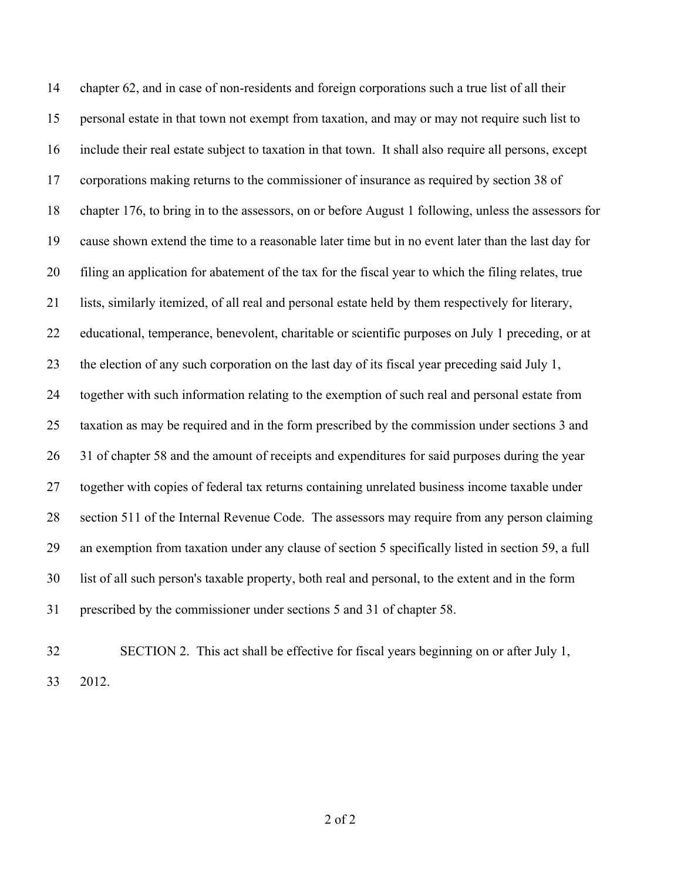chapter 62, and in case of non-residents and foreign corporations such a true list of all their personal estate in that town not exempt from taxation, and may or may not require such list to include their real estate subject to taxation in that town. It shall also require all persons, except corporations making returns to the commissioner of insurance as required by section 38 of chapter 176, to bring in to the assessors, on or before August 1 following, unless the assessors for cause shown extend the time to a reasonable later time but in no event later than the last day for filing an application for abatement of the tax for the fiscal year to which the filing relates, true lists, similarly itemized, of all real and personal estate held by them respectively for literary, educational, temperance, benevolent, charitable or scientific purposes on July 1 preceding, or at the election of any such corporation on the last day of its fiscal year preceding said July 1, together with such information relating to the exemption of such real and personal estate from taxation as may be required and in the form prescribed by the commission under sections 3 and 31 of chapter 58 and the amount of receipts and expenditures for said purposes during the year together with copies of federal tax returns containing unrelated business income taxable under section 511 of the Internal Revenue Code. The assessors may require from any person claiming an exemption from taxation under any clause of section 5 specifically listed in section 59, a full list of all such person's taxable property, both real and personal, to the extent and in the form prescribed by the commissioner under sections 5 and 31 of chapter 58.

SECTION 2. This act shall be effective for fiscal years beginning on or after July 1, 2012.